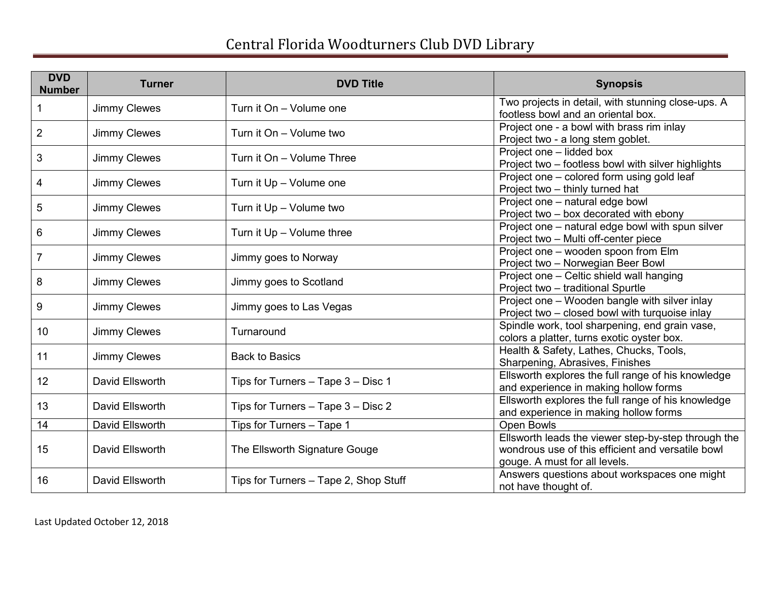# Central Florida Woodturners Club DVD Library

| DVD Number | Turner | DVD Title | Synopsis |
|---|---|---|---|
| 1 | Jimmy Clewes | Turn it On – Volume one | Two projects in detail, with stunning close-ups. A footless bowl and an oriental box. |
| 2 | Jimmy Clewes | Turn it On – Volume two | Project one - a bowl with brass rim inlay<br>Project two - a long stem goblet. |
| 3 | Jimmy Clewes | Turn it On – Volume Three | Project one – lidded box<br>Project two – footless bowl with silver highlights |
| 4 | Jimmy Clewes | Turn it Up – Volume one | Project one – colored form using gold leaf<br>Project two – thinly turned hat |
| 5 | Jimmy Clewes | Turn it Up – Volume two | Project one – natural edge bowl<br>Project two – box decorated with ebony |
| 6 | Jimmy Clewes | Turn it Up – Volume three | Project one – natural edge bowl with spun silver<br>Project two – Multi off-center piece |
| 7 | Jimmy Clewes | Jimmy goes to Norway | Project one – wooden spoon from Elm<br>Project two – Norwegian Beer Bowl |
| 8 | Jimmy Clewes | Jimmy goes to Scotland | Project one – Celtic shield wall hanging<br>Project two – traditional Spurtle |
| 9 | Jimmy Clewes | Jimmy goes to Las Vegas | Project one – Wooden bangle with silver inlay<br>Project two – closed bowl with turquoise inlay |
| 10 | Jimmy Clewes | Turnaround | Spindle work, tool sharpening, end grain vase, colors a platter, turns exotic oyster box. |
| 11 | Jimmy Clewes | Back to Basics | Health & Safety, Lathes, Chucks, Tools, Sharpening, Abrasives, Finishes |
| 12 | David Ellsworth | Tips for Turners – Tape 3 – Disc 1 | Ellsworth explores the full range of his knowledge and experience in making hollow forms |
| 13 | David Ellsworth | Tips for Turners – Tape 3 – Disc 2 | Ellsworth explores the full range of his knowledge and experience in making hollow forms |
| 14 | David Ellsworth | Tips for Turners – Tape 1 | Open Bowls |
| 15 | David Ellsworth | The Ellsworth Signature Gouge | Ellsworth leads the viewer step-by-step through the wondrous use of this efficient and versatile bowl gouge. A must for all levels. |
| 16 | David Ellsworth | Tips for Turners – Tape 2, Shop Stuff | Answers questions about workspaces one might not have thought of. |

Last Updated October 12, 2018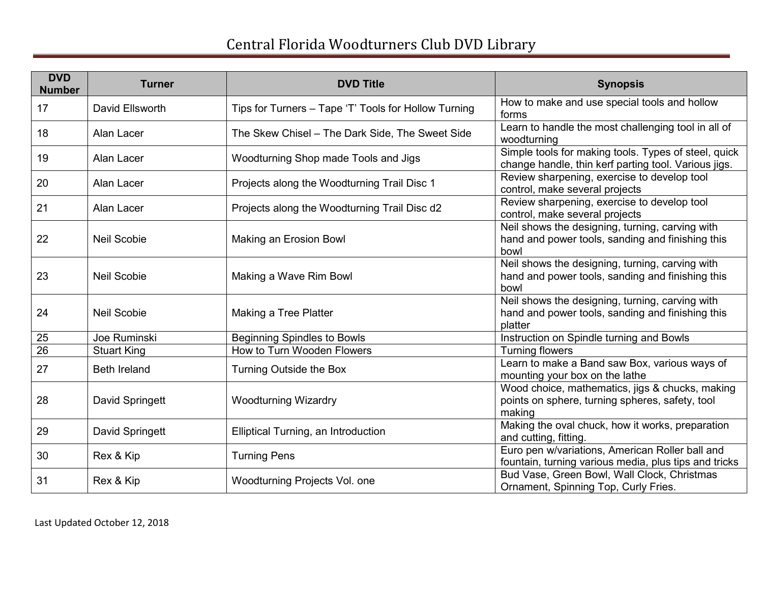# Central Florida Woodturners Club DVD Library

| DVD Number | Turner | DVD Title | Synopsis |
|---|---|---|---|
| 17 | David Ellsworth | Tips for Turners – Tape 'T' Tools for Hollow Turning | How to make and use special tools and hollow forms |
| 18 | Alan Lacer | The Skew Chisel – The Dark Side, The Sweet Side | Learn to handle the most challenging tool in all of woodturning |
| 19 | Alan Lacer | Woodturning Shop made Tools and Jigs | Simple tools for making tools. Types of steel, quick change handle, thin kerf parting tool. Various jigs. |
| 20 | Alan Lacer | Projects along the Woodturning Trail Disc 1 | Review sharpening, exercise to develop tool control, make several projects |
| 21 | Alan Lacer | Projects along the Woodturning Trail Disc d2 | Review sharpening, exercise to develop tool control, make several projects |
| 22 | Neil Scobie | Making an Erosion Bowl | Neil shows the designing, turning, carving with hand and power tools, sanding and finishing this bowl |
| 23 | Neil Scobie | Making a Wave Rim Bowl | Neil shows the designing, turning, carving with hand and power tools, sanding and finishing this bowl |
| 24 | Neil Scobie | Making a Tree Platter | Neil shows the designing, turning, carving with hand and power tools, sanding and finishing this platter |
| 25 | Joe Ruminski | Beginning Spindles to Bowls | Instruction on Spindle turning and Bowls |
| 26 | Stuart King | How to Turn Wooden Flowers | Turning flowers |
| 27 | Beth Ireland | Turning Outside the Box | Learn to make a Band saw Box, various ways of mounting your box on the lathe |
| 28 | David Springett | Woodturning Wizardry | Wood choice, mathematics, jigs & chucks, making points on sphere, turning spheres, safety, tool making |
| 29 | David Springett | Elliptical Turning, an Introduction | Making the oval chuck, how it works, preparation and cutting, fitting. |
| 30 | Rex & Kip | Turning Pens | Euro pen w/variations, American Roller ball and fountain, turning various media, plus tips and tricks |
| 31 | Rex & Kip | Woodturning Projects Vol. one | Bud Vase, Green Bowl, Wall Clock, Christmas Ornament, Spinning Top, Curly Fries. |

Last Updated October 12, 2018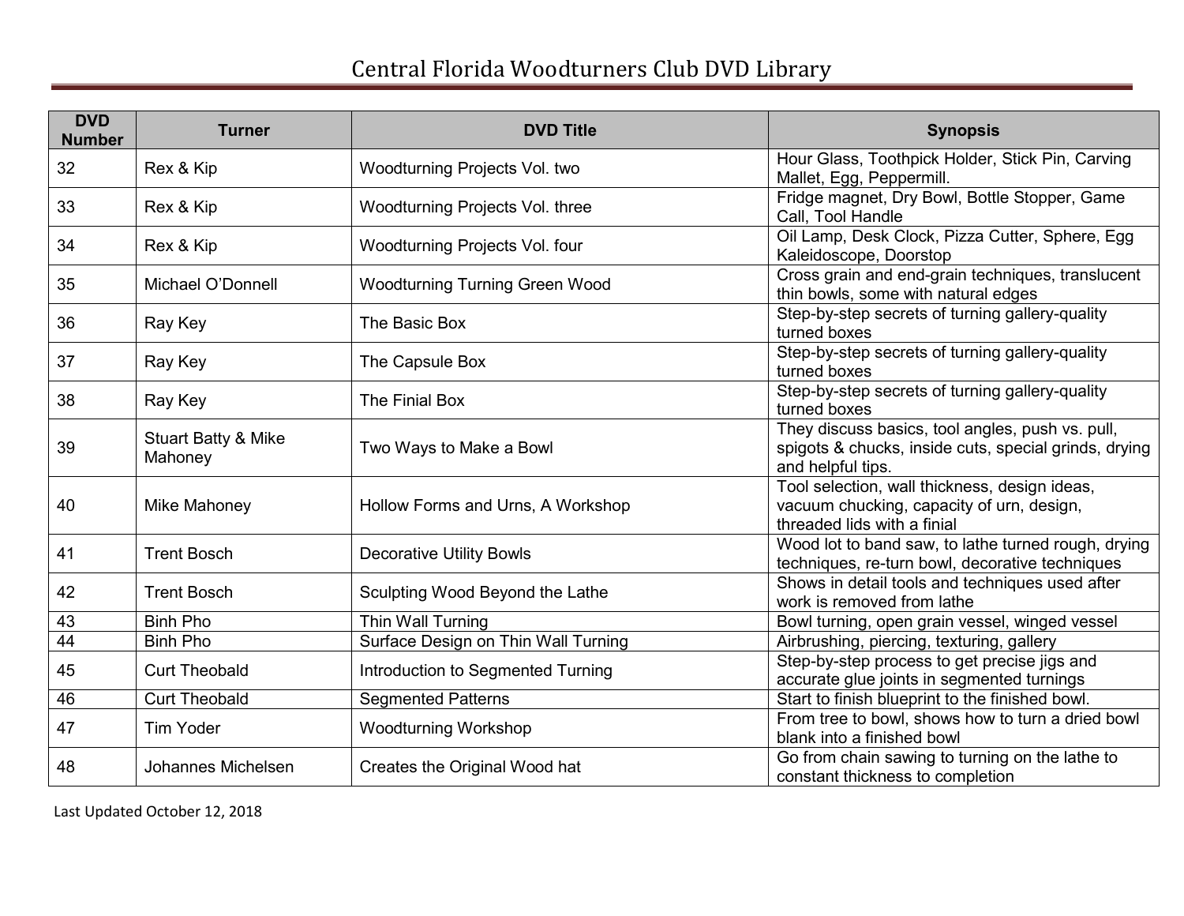# Central Florida Woodturners Club DVD Library

| DVD Number | Turner | DVD Title | Synopsis |
|---|---|---|---|
| 32 | Rex & Kip | Woodturning Projects Vol. two | Hour Glass, Toothpick Holder, Stick Pin, Carving Mallet, Egg, Peppermill. |
| 33 | Rex & Kip | Woodturning Projects Vol. three | Fridge magnet, Dry Bowl, Bottle Stopper, Game Call, Tool Handle |
| 34 | Rex & Kip | Woodturning Projects Vol. four | Oil Lamp, Desk Clock, Pizza Cutter, Sphere, Egg Kaleidoscope, Doorstop |
| 35 | Michael O'Donnell | Woodturning Turning Green Wood | Cross grain and end-grain techniques, translucent thin bowls, some with natural edges |
| 36 | Ray Key | The Basic Box | Step-by-step secrets of turning gallery-quality turned boxes |
| 37 | Ray Key | The Capsule Box | Step-by-step secrets of turning gallery-quality turned boxes |
| 38 | Ray Key | The Finial Box | Step-by-step secrets of turning gallery-quality turned boxes |
| 39 | Stuart Batty & Mike Mahoney | Two Ways to Make a Bowl | They discuss basics, tool angles, push vs. pull, spigots & chucks, inside cuts, special grinds, drying and helpful tips. |
| 40 | Mike Mahoney | Hollow Forms and Urns, A Workshop | Tool selection, wall thickness, design ideas, vacuum chucking, capacity of urn, design, threaded lids with a finial |
| 41 | Trent Bosch | Decorative Utility Bowls | Wood lot to band saw, to lathe turned rough, drying techniques, re-turn bowl, decorative techniques |
| 42 | Trent Bosch | Sculpting Wood Beyond the Lathe | Shows in detail tools and techniques used after work is removed from lathe |
| 43 | Binh Pho | Thin Wall Turning | Bowl turning, open grain vessel, winged vessel |
| 44 | Binh Pho | Surface Design on Thin Wall Turning | Airbrushing, piercing, texturing, gallery |
| 45 | Curt Theobald | Introduction to Segmented Turning | Step-by-step process to get precise jigs and accurate glue joints in segmented turnings |
| 46 | Curt Theobald | Segmented Patterns | Start to finish blueprint to the finished bowl. |
| 47 | Tim Yoder | Woodturning Workshop | From tree to bowl, shows how to turn a dried bowl blank into a finished bowl |
| 48 | Johannes Michelsen | Creates the Original Wood hat | Go from chain sawing to turning on the lathe to constant thickness to completion |

Last Updated October 12, 2018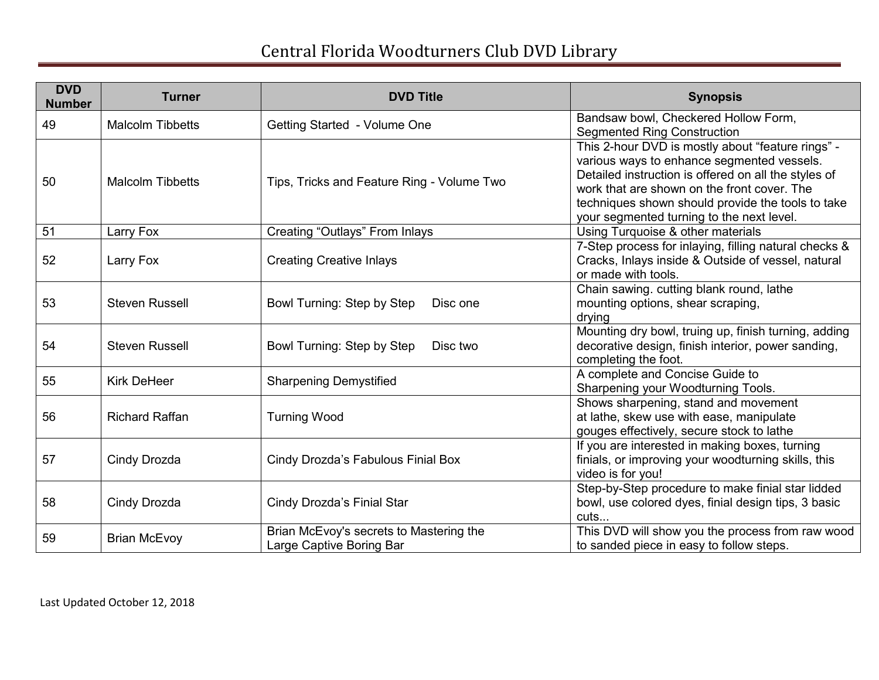# Central Florida Woodturners Club DVD Library

| DVD Number | Turner | DVD Title | Synopsis |
|---|---|---|---|
| 49 | Malcolm Tibbetts | Getting Started - Volume One | Bandsaw bowl, Checkered Hollow Form, Segmented Ring Construction |
| 50 | Malcolm Tibbetts | Tips, Tricks and Feature Ring - Volume Two | This 2-hour DVD is mostly about “feature rings” - various ways to enhance segmented vessels. Detailed instruction is offered on all the styles of work that are shown on the front cover. The techniques shown should provide the tools to take your segmented turning to the next level. |
| 51 | Larry Fox | Creating “Outlays” From Inlays | Using Turquoise & other materials |
| 52 | Larry Fox | Creating Creative Inlays | 7-Step process for inlaying, filling natural checks & Cracks, Inlays inside & Outside of vessel, natural or made with tools. |
| 53 | Steven Russell | Bowl Turning: Step by Step Disc one | Chain sawing. cutting blank round, lathe mounting options, shear scraping, drying |
| 54 | Steven Russell | Bowl Turning: Step by Step Disc two | Mounting dry bowl, truing up, finish turning, adding decorative design, finish interior, power sanding, completing the foot. |
| 55 | Kirk DeHeer | Sharpening Demystified | A complete and Concise Guide to Sharpening your Woodturning Tools. |
| 56 | Richard Raffan | Turning Wood | Shows sharpening, stand and movement at lathe, skew use with ease, manipulate gouges effectively, secure stock to lathe |
| 57 | Cindy Drozda | Cindy Drozda’s Fabulous Finial Box | If you are interested in making boxes, turning finials, or improving your woodturning skills, this video is for you! |
| 58 | Cindy Drozda | Cindy Drozda’s Finial Star | Step-by-Step procedure to make finial star lidded bowl, use colored dyes, finial design tips, 3 basic cuts... |
| 59 | Brian McEvoy | Brian McEvoy's secrets to Mastering the Large Captive Boring Bar | This DVD will show you the process from raw wood to sanded piece in easy to follow steps. |

Last Updated October 12, 2018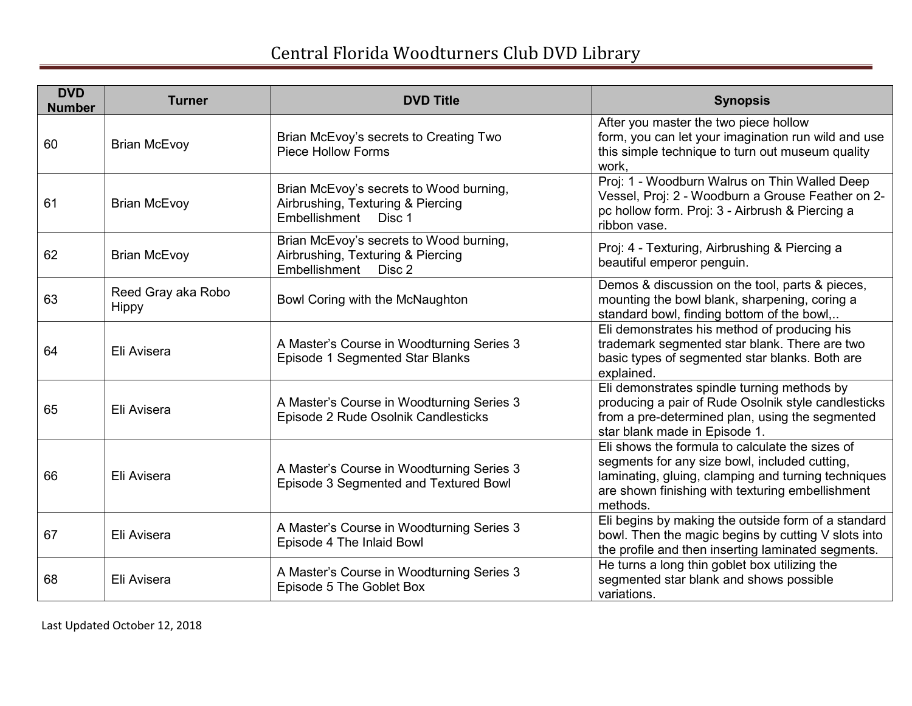# Central Florida Woodturners Club DVD Library

| DVD Number | Turner | DVD Title | Synopsis |
|---|---|---|---|
| 60 | Brian McEvoy | Brian McEvoy's secrets to Creating Two Piece Hollow Forms | After you master the two piece hollow form, you can let your imagination run wild and use this simple technique to turn out museum quality work, |
| 61 | Brian McEvoy | Brian McEvoy's secrets to Wood burning, Airbrushing, Texturing & Piercing Embellishment Disc 1 | Proj: 1 - Woodburn Walrus on Thin Walled Deep Vessel, Proj: 2 - Woodburn a Grouse Feather on 2-pc hollow form. Proj: 3 - Airbrush & Piercing a ribbon vase. |
| 62 | Brian McEvoy | Brian McEvoy's secrets to Wood burning, Airbrushing, Texturing & Piercing Embellishment Disc 2 | Proj: 4 - Texturing, Airbrushing & Piercing a beautiful emperor penguin. |
| 63 | Reed Gray aka Robo Hippy | Bowl Coring with the McNaughton | Demos & discussion on the tool, parts & pieces, mounting the bowl blank, sharpening, coring a standard bowl, finding bottom of the bowl,.. |
| 64 | Eli Avisera | A Master's Course in Woodturning Series 3 Episode 1 Segmented Star Blanks | Eli demonstrates his method of producing his trademark segmented star blank. There are two basic types of segmented star blanks. Both are explained. |
| 65 | Eli Avisera | A Master's Course in Woodturning Series 3 Episode 2 Rude Osolnik Candlesticks | Eli demonstrates spindle turning methods by producing a pair of Rude Osolnik style candlesticks from a pre-determined plan, using the segmented star blank made in Episode 1. |
| 66 | Eli Avisera | A Master's Course in Woodturning Series 3 Episode 3 Segmented and Textured Bowl | Eli shows the formula to calculate the sizes of segments for any size bowl, included cutting, laminating, gluing, clamping and turning techniques are shown finishing with texturing embellishment methods. |
| 67 | Eli Avisera | A Master's Course in Woodturning Series 3 Episode 4 The Inlaid Bowl | Eli begins by making the outside form of a standard bowl. Then the magic begins by cutting V slots into the profile and then inserting laminated segments. |
| 68 | Eli Avisera | A Master's Course in Woodturning Series 3 Episode 5 The Goblet Box | He turns a long thin goblet box utilizing the segmented star blank and shows possible variations. |

Last Updated October 12, 2018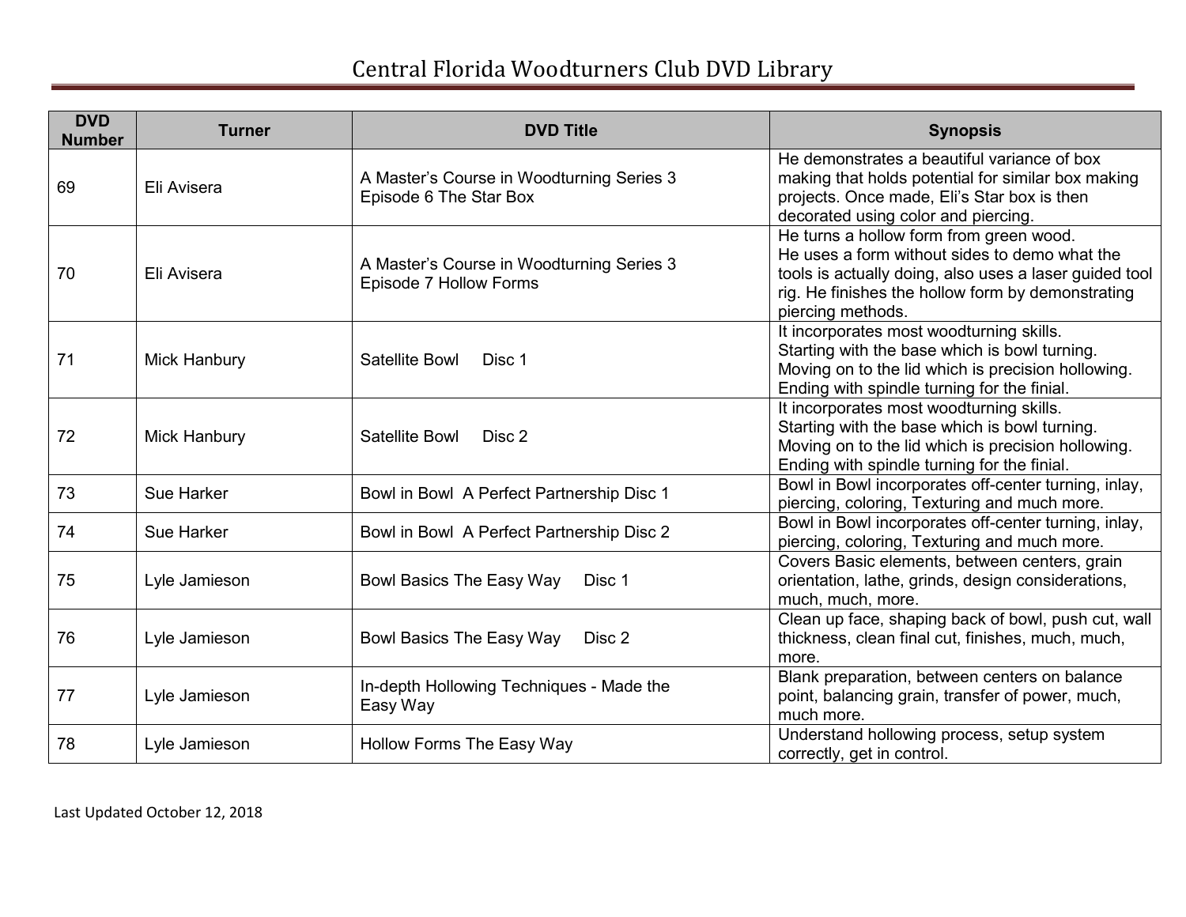# Central Florida Woodturners Club DVD Library

| DVD Number | Turner | DVD Title | Synopsis |
|---|---|---|---|
| 69 | Eli Avisera | A Master's Course in Woodturning Series 3 Episode 6 The Star Box | He demonstrates a beautiful variance of box making that holds potential for similar box making projects. Once made, Eli's Star box is then decorated using color and piercing. |
| 70 | Eli Avisera | A Master's Course in Woodturning Series 3 Episode 7 Hollow Forms | He turns a hollow form from green wood. He uses a form without sides to demo what the tools is actually doing, also uses a laser guided tool rig. He finishes the hollow form by demonstrating piercing methods. |
| 71 | Mick Hanbury | Satellite Bowl Disc 1 | It incorporates most woodturning skills. Starting with the base which is bowl turning. Moving on to the lid which is precision hollowing. Ending with spindle turning for the finial. |
| 72 | Mick Hanbury | Satellite Bowl Disc 2 | It incorporates most woodturning skills. Starting with the base which is bowl turning. Moving on to the lid which is precision hollowing. Ending with spindle turning for the finial. |
| 73 | Sue Harker | Bowl in Bowl A Perfect Partnership Disc 1 | Bowl in Bowl incorporates off-center turning, inlay, piercing, coloring, Texturing and much more. |
| 74 | Sue Harker | Bowl in Bowl A Perfect Partnership Disc 2 | Bowl in Bowl incorporates off-center turning, inlay, piercing, coloring, Texturing and much more. |
| 75 | Lyle Jamieson | Bowl Basics The Easy Way Disc 1 | Covers Basic elements, between centers, grain orientation, lathe, grinds, design considerations, much, much, more. |
| 76 | Lyle Jamieson | Bowl Basics The Easy Way Disc 2 | Clean up face, shaping back of bowl, push cut, wall thickness, clean final cut, finishes, much, much, more. |
| 77 | Lyle Jamieson | In-depth Hollowing Techniques - Made the Easy Way | Blank preparation, between centers on balance point, balancing grain, transfer of power, much, much more. |
| 78 | Lyle Jamieson | Hollow Forms The Easy Way | Understand hollowing process, setup system correctly, get in control. |

Last Updated October 12, 2018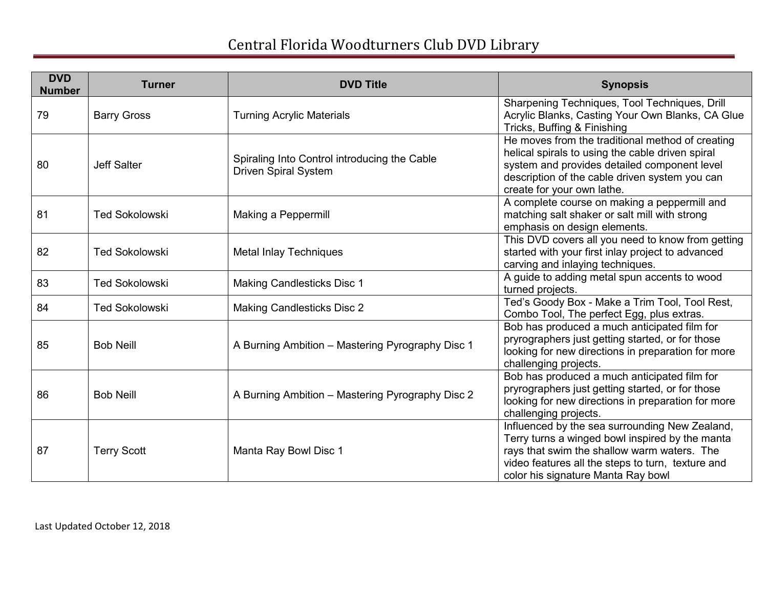# Central Florida Woodturners Club DVD Library

| DVD Number | Turner | DVD Title | Synopsis |
|---|---|---|---|
| 79 | Barry Gross | Turning Acrylic Materials | Sharpening Techniques, Tool Techniques, Drill Acrylic Blanks, Casting Your Own Blanks, CA Glue Tricks, Buffing & Finishing |
| 80 | Jeff Salter | Spiraling Into Control introducing the Cable Driven Spiral System | He moves from the traditional method of creating helical spirals to using the cable driven spiral system and provides detailed component level description of the cable driven system you can create for your own lathe. |
| 81 | Ted Sokolowski | Making a Peppermill | A complete course on making a peppermill and matching salt shaker or salt mill with strong emphasis on design elements. |
| 82 | Ted Sokolowski | Metal Inlay Techniques | This DVD covers all you need to know from getting started with your first inlay project to advanced carving and inlaying techniques. |
| 83 | Ted Sokolowski | Making Candlesticks Disc 1 | A guide to adding metal spun accents to wood turned projects. |
| 84 | Ted Sokolowski | Making Candlesticks Disc 2 | Ted's Goody Box - Make a Trim Tool, Tool Rest, Combo Tool, The perfect Egg, plus extras. |
| 85 | Bob Neill | A Burning Ambition – Mastering Pyrography Disc 1 | Bob has produced a much anticipated film for pryrographers just getting started, or for those looking for new directions in preparation for more challenging projects. |
| 86 | Bob Neill | A Burning Ambition – Mastering Pyrography Disc 2 | Bob has produced a much anticipated film for pryrographers just getting started, or for those looking for new directions in preparation for more challenging projects. |
| 87 | Terry Scott | Manta Ray Bowl Disc 1 | Influenced by the sea surrounding New Zealand, Terry turns a winged bowl inspired by the manta rays that swim the shallow warm waters. The video features all the steps to turn, texture and color his signature Manta Ray bowl |

Last Updated October 12, 2018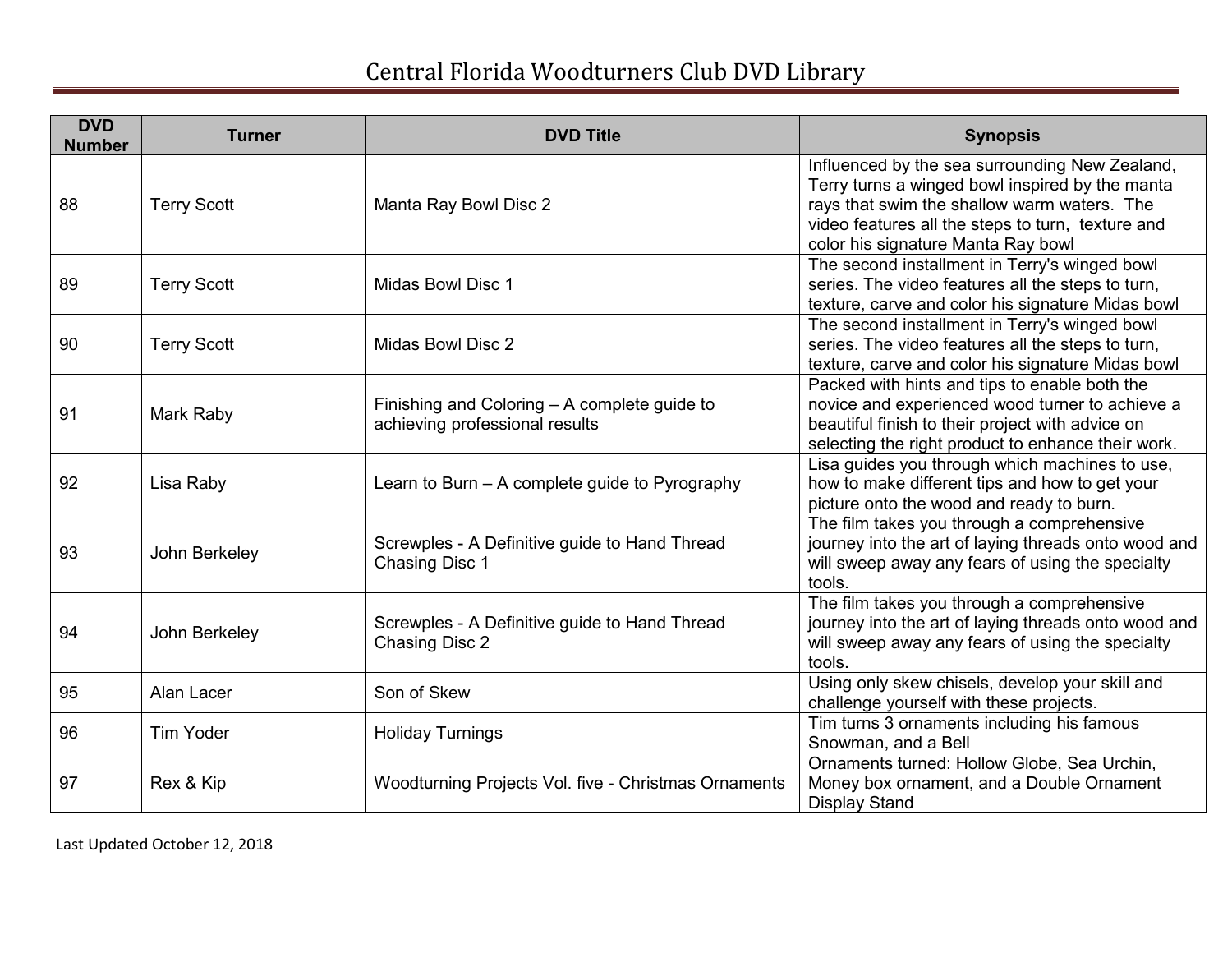# Central Florida Woodturners Club DVD Library

| DVD Number | Turner | DVD Title | Synopsis |
|---|---|---|---|
| 88 | Terry Scott | Manta Ray Bowl Disc 2 | Influenced by the sea surrounding New Zealand, Terry turns a winged bowl inspired by the manta rays that swim the shallow warm waters. The video features all the steps to turn, texture and color his signature Manta Ray bowl |
| 89 | Terry Scott | Midas Bowl Disc 1 | The second installment in Terry's winged bowl series. The video features all the steps to turn, texture, carve and color his signature Midas bowl |
| 90 | Terry Scott | Midas Bowl Disc 2 | The second installment in Terry's winged bowl series. The video features all the steps to turn, texture, carve and color his signature Midas bowl |
| 91 | Mark Raby | Finishing and Coloring – A complete guide to achieving professional results | Packed with hints and tips to enable both the novice and experienced wood turner to achieve a beautiful finish to their project with advice on selecting the right product to enhance their work. |
| 92 | Lisa Raby | Learn to Burn – A complete guide to Pyrography | Lisa guides you through which machines to use, how to make different tips and how to get your picture onto the wood and ready to burn. |
| 93 | John Berkeley | Screwples - A Definitive guide to Hand Thread Chasing Disc 1 | The film takes you through a comprehensive journey into the art of laying threads onto wood and will sweep away any fears of using the specialty tools. |
| 94 | John Berkeley | Screwples - A Definitive guide to Hand Thread Chasing Disc 2 | The film takes you through a comprehensive journey into the art of laying threads onto wood and will sweep away any fears of using the specialty tools. |
| 95 | Alan Lacer | Son of Skew | Using only skew chisels, develop your skill and challenge yourself with these projects. |
| 96 | Tim Yoder | Holiday Turnings | Tim turns 3 ornaments including his famous Snowman, and a Bell |
| 97 | Rex & Kip | Woodturning Projects Vol. five - Christmas Ornaments | Ornaments turned: Hollow Globe, Sea Urchin, Money box ornament, and a Double Ornament Display Stand |

Last Updated October 12, 2018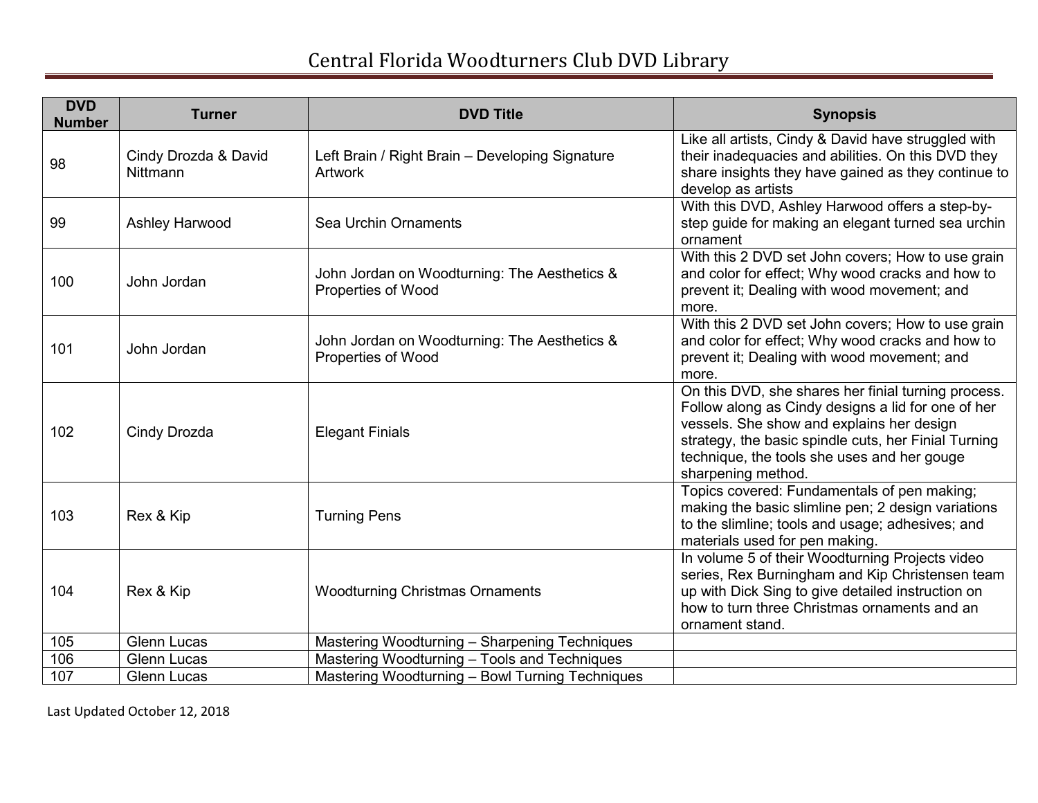# Central Florida Woodturners Club DVD Library

| DVD Number | Turner | DVD Title | Synopsis |
|---|---|---|---|
| 98 | Cindy Drozda & David Nittmann | Left Brain / Right Brain – Developing Signature Artwork | Like all artists, Cindy & David have struggled with their inadequacies and abilities. On this DVD they share insights they have gained as they continue to develop as artists |
| 99 | Ashley Harwood | Sea Urchin Ornaments | With this DVD, Ashley Harwood offers a step-by-step guide for making an elegant turned sea urchin ornament |
| 100 | John Jordan | John Jordan on Woodturning: The Aesthetics & Properties of Wood | With this 2 DVD set John covers; How to use grain and color for effect; Why wood cracks and how to prevent it; Dealing with wood movement; and more. |
| 101 | John Jordan | John Jordan on Woodturning: The Aesthetics & Properties of Wood | With this 2 DVD set John covers; How to use grain and color for effect; Why wood cracks and how to prevent it; Dealing with wood movement; and more. |
| 102 | Cindy Drozda | Elegant Finials | On this DVD, she shares her finial turning process. Follow along as Cindy designs a lid for one of her vessels. She show and explains her design strategy, the basic spindle cuts, her Finial Turning technique, the tools she uses and her gouge sharpening method. |
| 103 | Rex & Kip | Turning Pens | Topics covered: Fundamentals of pen making; making the basic slimline pen; 2 design variations to the slimline; tools and usage; adhesives; and materials used for pen making. |
| 104 | Rex & Kip | Woodturning Christmas Ornaments | In volume 5 of their Woodturning Projects video series, Rex Burningham and Kip Christensen team up with Dick Sing to give detailed instruction on how to turn three Christmas ornaments and an ornament stand. |
| 105 | Glenn Lucas | Mastering Woodturning – Sharpening Techniques | |
| 106 | Glenn Lucas | Mastering Woodturning – Tools and Techniques | |
| 107 | Glenn Lucas | Mastering Woodturning – Bowl Turning Techniques | |

Last Updated October 12, 2018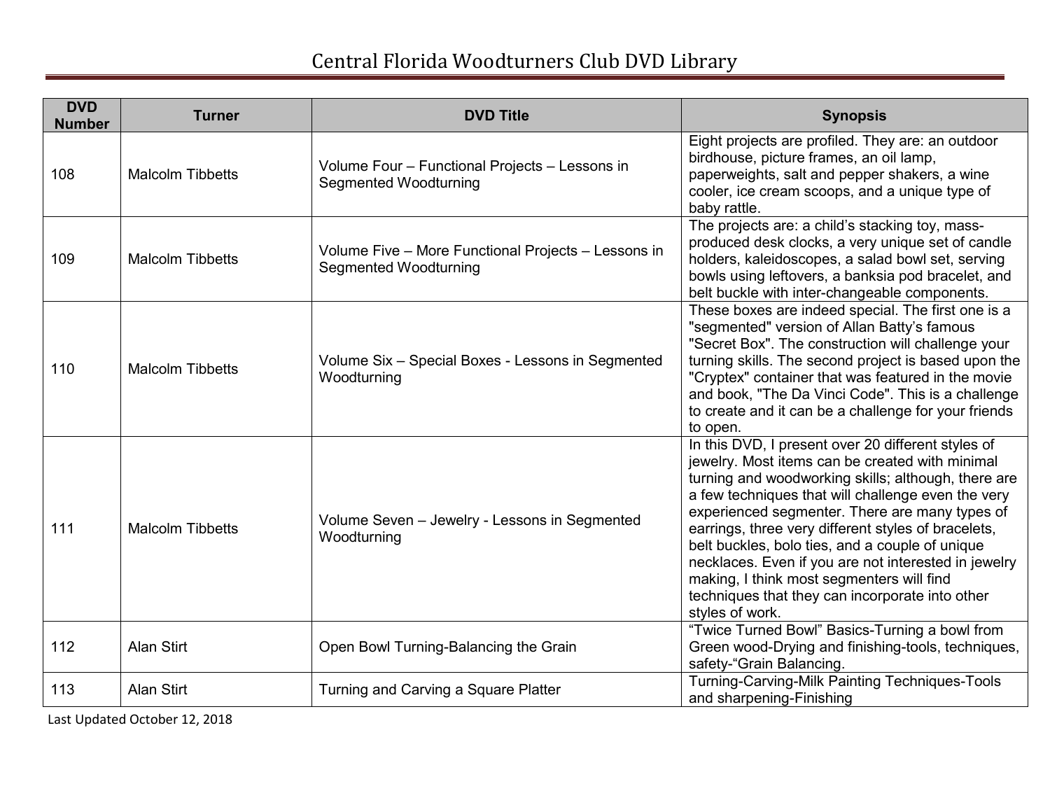# Central Florida Woodturners Club DVD Library

| DVD Number | Turner | DVD Title | Synopsis |
|---|---|---|---|
| 108 | Malcolm Tibbetts | Volume Four – Functional Projects – Lessons in Segmented Woodturning | Eight projects are profiled. They are: an outdoor birdhouse, picture frames, an oil lamp, paperweights, salt and pepper shakers, a wine cooler, ice cream scoops, and a unique type of baby rattle. |
| 109 | Malcolm Tibbetts | Volume Five – More Functional Projects – Lessons in Segmented Woodturning | The projects are: a child's stacking toy, mass-produced desk clocks, a very unique set of candle holders, kaleidoscopes, a salad bowl set, serving bowls using leftovers, a banksia pod bracelet, and belt buckle with inter-changeable components. |
| 110 | Malcolm Tibbetts | Volume Six – Special Boxes - Lessons in Segmented Woodturning | These boxes are indeed special. The first one is a "segmented" version of Allan Batty's famous "Secret Box". The construction will challenge your turning skills. The second project is based upon the "Cryptex" container that was featured in the movie and book, "The Da Vinci Code". This is a challenge to create and it can be a challenge for your friends to open. |
| 111 | Malcolm Tibbetts | Volume Seven – Jewelry - Lessons in Segmented Woodturning | In this DVD, I present over 20 different styles of jewelry. Most items can be created with minimal turning and woodworking skills; although, there are a few techniques that will challenge even the very experienced segmenter. There are many types of earrings, three very different styles of bracelets, belt buckles, bolo ties, and a couple of unique necklaces. Even if you are not interested in jewelry making, I think most segmenters will find techniques that they can incorporate into other styles of work. |
| 112 | Alan Stirt | Open Bowl Turning-Balancing the Grain | "Twice Turned Bowl" Basics-Turning a bowl from Green wood-Drying and finishing-tools, techniques, safety-"Grain Balancing. |
| 113 | Alan Stirt | Turning and Carving a Square Platter | Turning-Carving-Milk Painting Techniques-Tools and sharpening-Finishing |

Last Updated October 12, 2018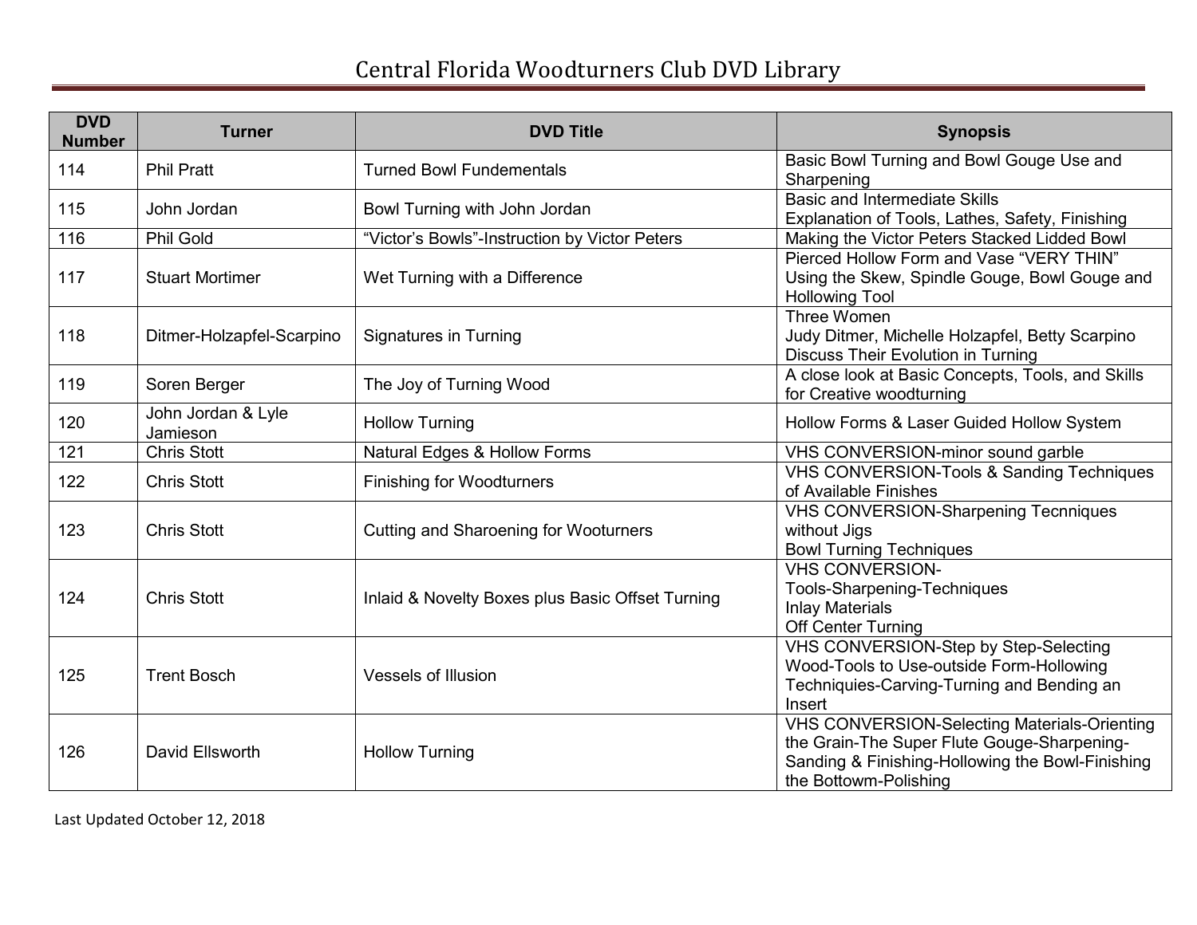# Central Florida Woodturners Club DVD Library

| DVD Number | Turner | DVD Title | Synopsis |
|---|---|---|---|
| 114 | Phil Pratt | Turned Bowl Fundementals | Basic Bowl Turning and Bowl Gouge Use and Sharpening |
| 115 | John Jordan | Bowl Turning with John Jordan | Basic and Intermediate Skills<br>Explanation of Tools, Lathes, Safety, Finishing |
| 116 | Phil Gold | “Victor’s Bowls”-Instruction by Victor Peters | Making the Victor Peters Stacked Lidded Bowl |
| 117 | Stuart Mortimer | Wet Turning with a Difference | Pierced Hollow Form and Vase “VERY THIN”<br>Using the Skew, Spindle Gouge, Bowl Gouge and Hollowing Tool |
| 118 | Ditmer-Holzapfel-Scarpino | Signatures in Turning | Three Women<br>Judy Ditmer, Michelle Holzapfel, Betty Scarpino<br>Discuss Their Evolution in Turning |
| 119 | Soren Berger | The Joy of Turning Wood | A close look at Basic Concepts, Tools, and Skills for Creative woodturning |
| 120 | John Jordan & Lyle Jamieson | Hollow Turning | Hollow Forms & Laser Guided Hollow System |
| 121 | Chris Stott | Natural Edges & Hollow Forms | VHS CONVERSION-minor sound garble |
| 122 | Chris Stott | Finishing for Woodturners | VHS CONVERSION-Tools & Sanding Techniques of Available Finishes |
| 123 | Chris Stott | Cutting and Sharoening for Wooturners | VHS CONVERSION-Sharpening Tecnniques without Jigs<br>Bowl Turning Techniques |
| 124 | Chris Stott | Inlaid & Novelty Boxes plus Basic Offset Turning | VHS CONVERSION-<br>Tools-Sharpening-Techniques<br>Inlay Materials<br>Off Center Turning |
| 125 | Trent Bosch | Vessels of Illusion | VHS CONVERSION-Step by Step-Selecting Wood-Tools to Use-outside Form-Hollowing Techiquies-Carving-Turning and Bending an Insert |
| 126 | David Ellsworth | Hollow Turning | VHS CONVERSION-Selecting Materials-Orienting the Grain-The Super Flute Gouge-Sharpening-Sanding & Finishing-Hollowing the Bowl-Finishing the Bottowm-Polishing |

Last Updated October 12, 2018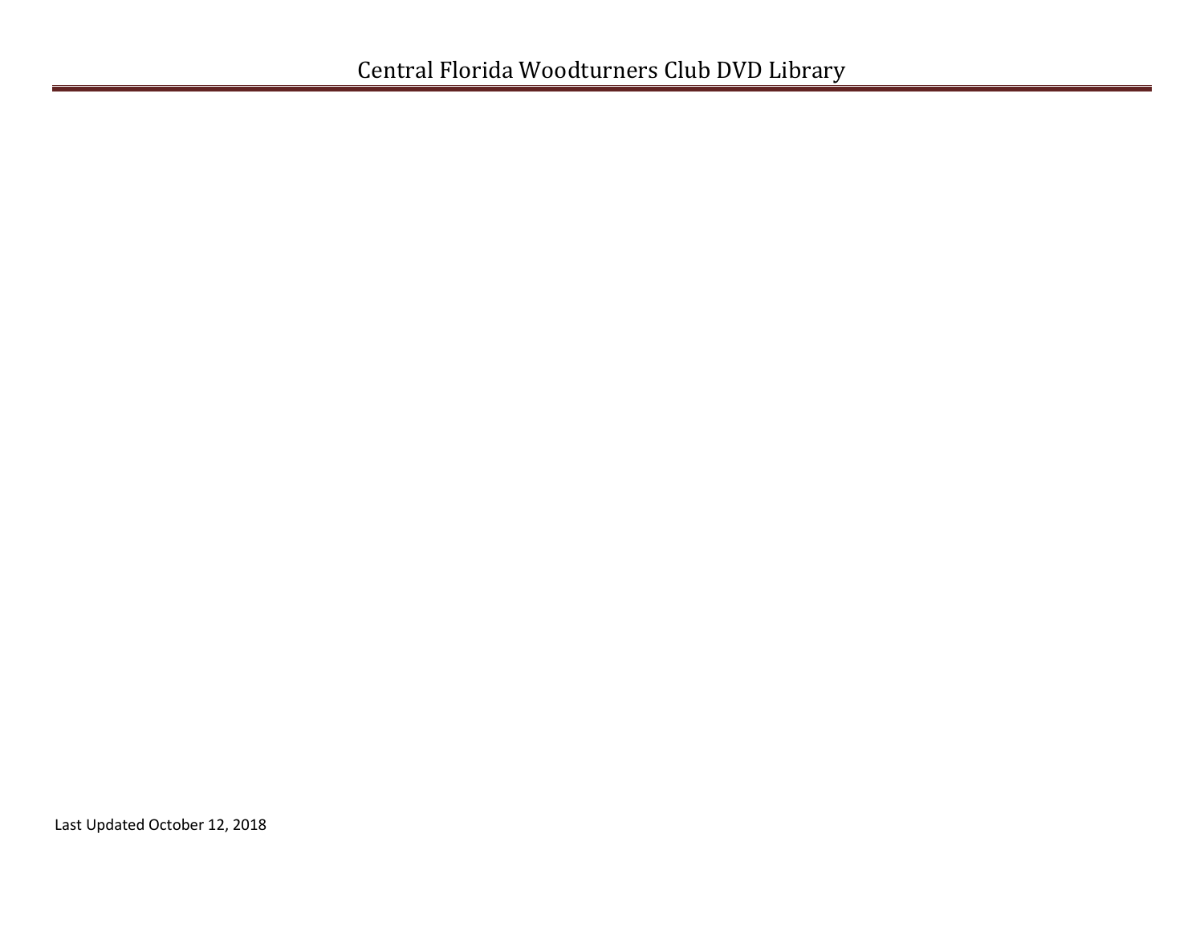Last Updated October 12, 2018